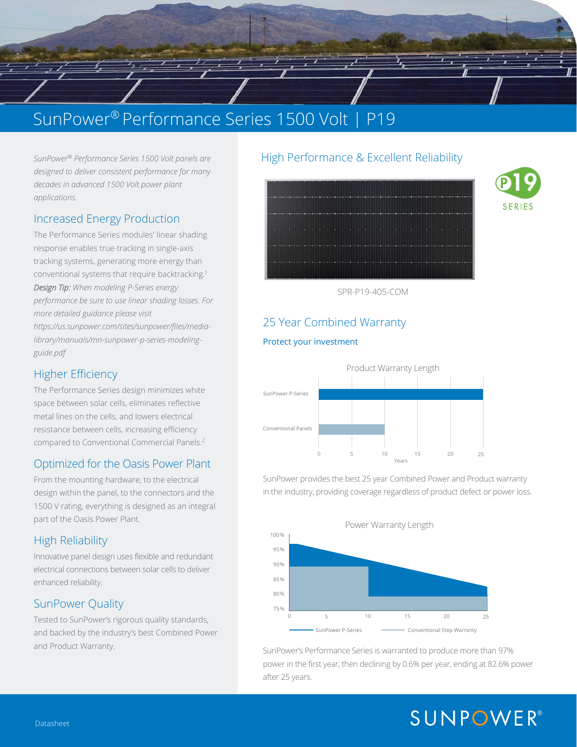# SunPower® Performance Series 1500 Volt | P19

*SunPower® Performance Series 1500 Volt panels are designed to deliver consistent performance for many decades in advanced 1500 Volt power plant applications.*

## Increased Energy Production

The Performance Series modules' linear shading response enables true-tracking in single-axis tracking systems, generating more energy than conventional systems that require backtracking.[1]

***Design Tip:*** *When modeling P-Series energy performance be sure to use linear shading losses. For more detailed guidance please visit https://us.sunpower.com/sites/sunpower/files/media-library/manuals/mn-sunpower-p-series-modeling-guide.pdf*

## Higher Efficiency

The Performance Series design minimizes white space between solar cells, eliminates reflective metal lines on the cells, and lowers electrical resistance between cells, increasing efficiency compared to Conventional Commercial Panels.[2]

## Optimized for the Oasis Power Plant

From the mounting hardware, to the electrical design within the panel, to the connectors and the 1500 V rating, everything is designed as an integral part of the Oasis Power Plant.

## High Reliability

Innovative panel design uses flexible and redundant electrical connections between solar cells to deliver enhanced reliability.

## SunPower Quality

Tested to SunPower's rigorous quality standards, and backed by the industry's best Combined Power and Product Warranty.

## High Performance & Excellent Reliability

P19 SERIES

SPR-P19-405-COM

## 25 Year Combined Warranty

### Protect your investment

Product Warranty Length

| | Years |
|---|---|
| SunPower P-Series | 25 |
| Conventional Panels | 10 |

SunPower provides the best 25 year Combined Power and Product warranty in the industry, providing coverage regardless of product defect or power loss.

Power Warranty Length

(Chart: SunPower P-Series vs. Conventional Step Warranty; y-axis 75%–100%, x-axis 0–25 years)

SunPower's Performance Series is warranted to produce more than 97% power in the first year, then declining by 0.6% per year, ending at 82.6% power after 25 years.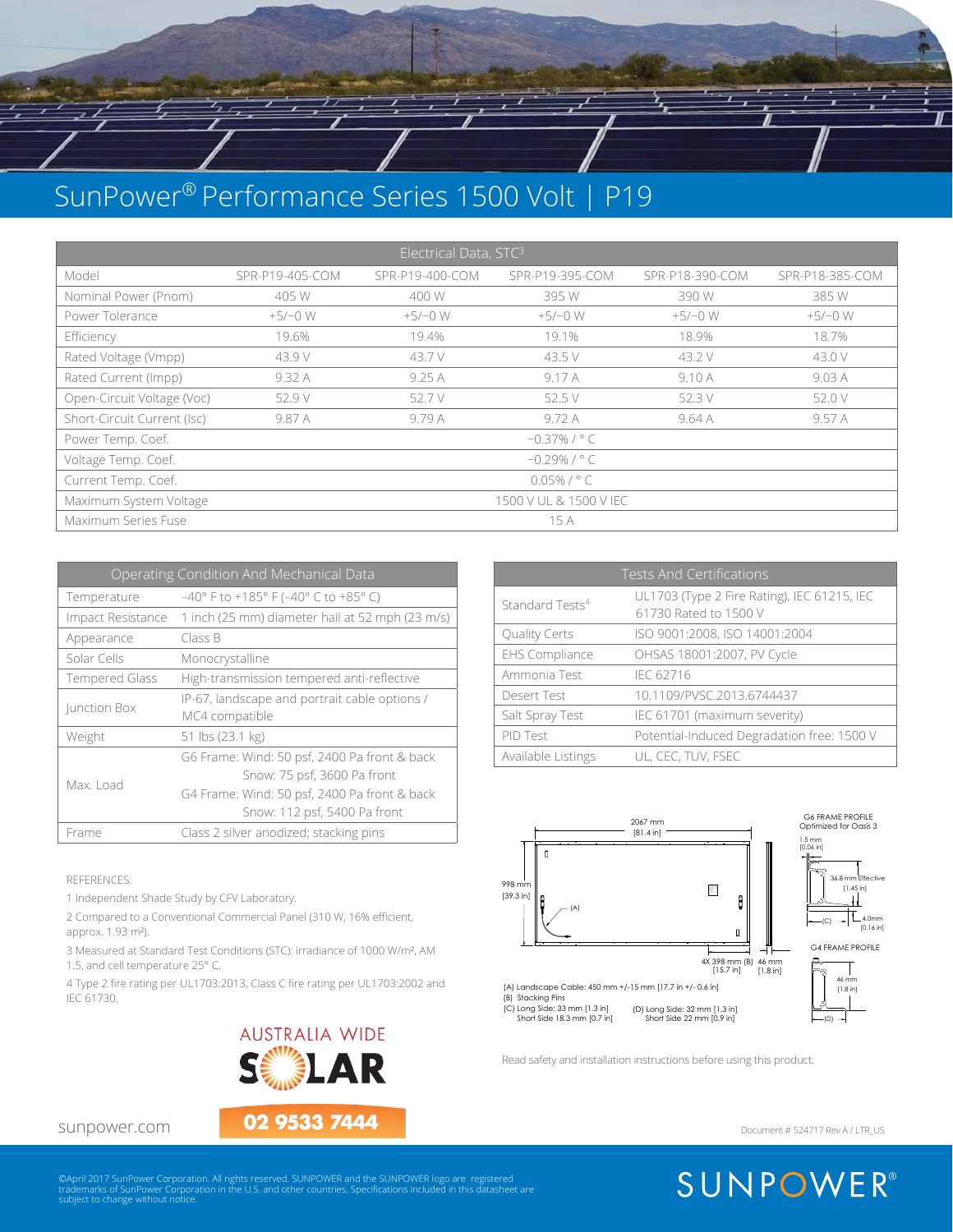# SunPower® Performance Series 1500 Volt | P19

| Electrical Data, STC[3] | | | | | |
|---|---|---|---|---|---|
| Model | SPR-P19-405-COM | SPR-P19-400-COM | SPR-P19-395-COM | SPR-P18-390-COM | SPR-P18-385-COM |
| Nominal Power (Pnom) | 405 W | 400 W | 395 W | 390 W | 385 W |
| Power Tolerance | +5/−0 W | +5/−0 W | +5/−0 W | +5/−0 W | +5/−0 W |
| Efficiency | 19.6% | 19.4% | 19.1% | 18.9% | 18.7% |
| Rated Voltage (Vmpp) | 43.9 V | 43.7 V | 43.5 V | 43.2 V | 43.0 V |
| Rated Current (Impp) | 9.32 A | 9.25 A | 9.17 A | 9.10 A | 9.03 A |
| Open-Circuit Voltage (Voc) | 52.9 V | 52.7 V | 52.5 V | 52.3 V | 52.0 V |
| Short-Circuit Current (Isc) | 9.87 A | 9.79 A | 9.72 A | 9.64 A | 9.57 A |
| Power Temp. Coef. | −0.37% / ° C | | | | |
| Voltage Temp. Coef. | −0.29% / ° C | | | | |
| Current Temp. Coef. | 0.05% / ° C | | | | |
| Maximum System Voltage | 1500 V UL & 1500 V IEC | | | | |
| Maximum Series Fuse | 15 A | | | | |

| Operating Condition And Mechanical Data | |
|---|---|
| Temperature | −40° F to +185° F (−40° C to +85° C) |
| Impact Resistance | 1 inch (25 mm) diameter hail at 52 mph (23 m/s) |
| Appearance | Class B |
| Solar Cells | Monocrystalline |
| Tempered Glass | High-transmission tempered anti-reflective |
| Junction Box | IP-67, landscape and portrait cable options / MC4 compatible |
| Weight | 51 lbs (23.1 kg) |
| Max. Load | G6 Frame: Wind: 50 psf, 2400 Pa front & back<br>Snow: 75 psf, 3600 Pa front<br>G4 Frame: Wind: 50 psf, 2400 Pa front & back<br>Snow: 112 psf, 5400 Pa front |
| Frame | Class 2 silver anodized; stacking pins |

| Tests And Certifications | |
|---|---|
| Standard Tests[4] | UL1703 (Type 2 Fire Rating), IEC 61215, IEC 61730 Rated to 1500 V |
| Quality Certs | ISO 9001:2008, ISO 14001:2004 |
| EHS Compliance | OHSAS 18001:2007, PV Cycle |
| Ammonia Test | IEC 62716 |
| Desert Test | 10.1109/PVSC.2013.6744437 |
| Salt Spray Test | IEC 61701 (maximum severity) |
| PID Test | Potential-Induced Degradation free: 1500 V |
| Available Listings | UL, CEC, TUV, FSEC |

2067 mm
[81.4 in]

998 mm
[39.3 in]

(A)

4X 398 mm (B)
[15.7 in]

46 mm
[1.8 in]

G6 FRAME PROFILE
Optimized for Oasis 3

1.5 mm
[0.06 in]

36.8 mm Effective
[1.45 in]

(C)

4.0mm
[0.16 in]

G4 FRAME PROFILE

46 mm
[1.8 in]

(D)

(A) Landscape Cable: 450 mm +/-15 mm [17.7 in +/- 0.6 in]
(B) Stacking Pins
(C) Long Side: 33 mm [1.3 in]
Short Side 18.3 mm [0.7 in]
(D) Long Side: 32 mm [1.3 in]
Short Side 22 mm [0.9 in]

Read safety and installation instructions before using this product.

REFERENCES:

1 Independent Shade Study by CFV Laboratory.

2 Compared to a Conventional Commercial Panel (310 W, 16% efficient, approx. 1.93 m²).

3 Measured at Standard Test Conditions (STC): irradiance of 1000 W/m², AM 1.5, and cell temperature 25° C.

4 Type 2 fire rating per UL1703:2013, Class C fire rating per UL1703:2002 and IEC 61730.

AUSTRALIA WIDE SOLAR

02 9533 7444

sunpower.com

Document # 524717 Rev A / LTR_US

©April 2017 SunPower Corporation. All rights reserved. SUNPOWER and the SUNPOWER logo are registered trademarks of SunPower Corporation in the U.S. and other countries. Specifications included in this datasheet are subject to change without notice.

SUNPOWER®